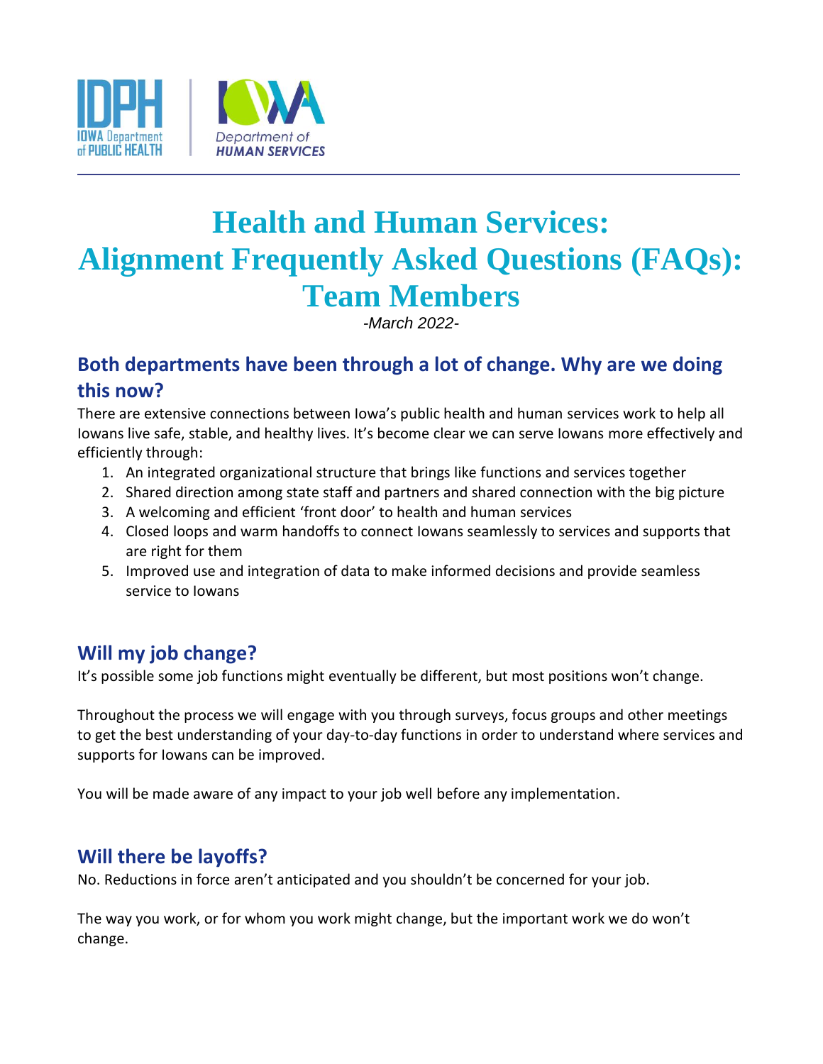# Health and Human Services: Alignment Frequently Asked Questions (FAQs): Team Members

*-March 2022-*

## Both departments have been through a lot of change. Why are we doing this now?

There are extensive connections between Iowa's public health and human services work to help all Iowans live safe, stable, and healthy lives. It's become clear we can serve Iowans more effectively and efficiently through:

1. An integrated organizational structure that brings like functions and services together
2. Shared direction among state staff and partners and shared connection with the big picture
3. A welcoming and efficient 'front door' to health and human services
4. Closed loops and warm handoffs to connect Iowans seamlessly to services and supports that are right for them
5. Improved use and integration of data to make informed decisions and provide seamless service to Iowans

## Will my job change?

It's possible some job functions might eventually be different, but most positions won't change.

Throughout the process we will engage with you through surveys, focus groups and other meetings to get the best understanding of your day-to-day functions in order to understand where services and supports for Iowans can be improved.

You will be made aware of any impact to your job well before any implementation.

## Will there be layoffs?

No. Reductions in force aren't anticipated and you shouldn't be concerned for your job.

The way you work, or for whom you work might change, but the important work we do won't change.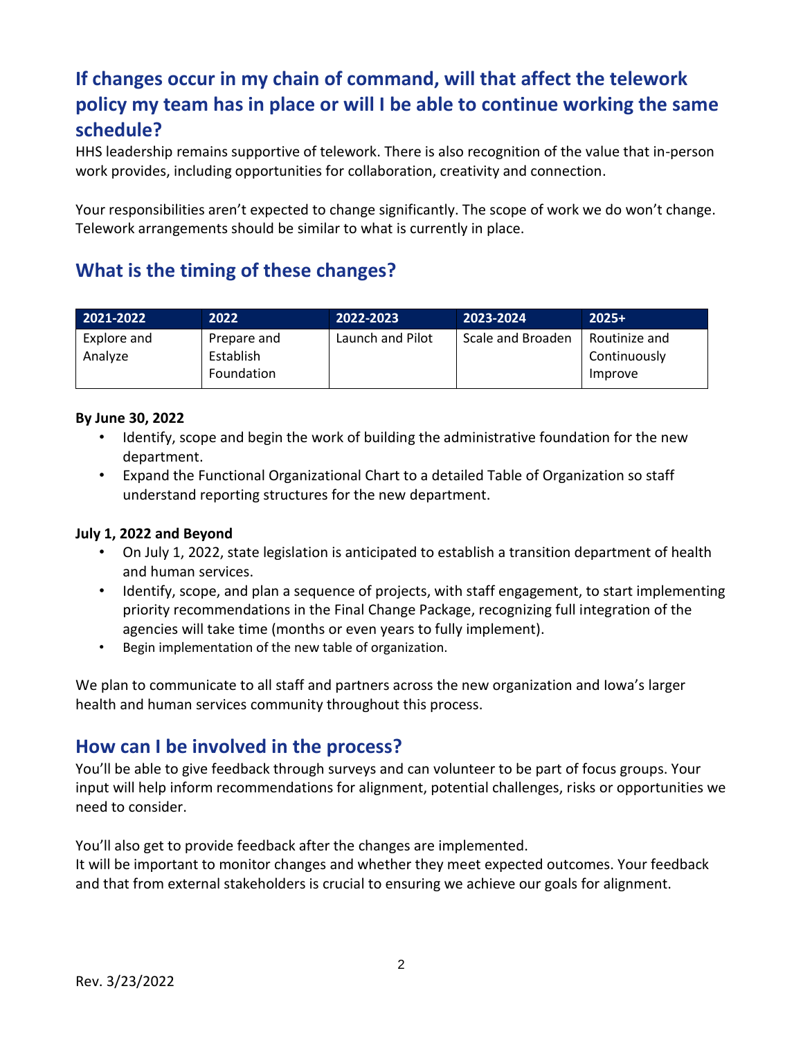## If changes occur in my chain of command, will that affect the telework policy my team has in place or will I be able to continue working the same schedule?

HHS leadership remains supportive of telework. There is also recognition of the value that in-person work provides, including opportunities for collaboration, creativity and connection.

Your responsibilities aren't expected to change significantly. The scope of work we do won't change. Telework arrangements should be similar to what is currently in place.

## What is the timing of these changes?

| 2021-2022 | 2022 | 2022-2023 | 2023-2024 | 2025+ |
|---|---|---|---|---|
| Explore and Analyze | Prepare and Establish Foundation | Launch and Pilot | Scale and Broaden | Routinize and Continuously Improve |

**By June 30, 2022**

- Identify, scope and begin the work of building the administrative foundation for the new department.
- Expand the Functional Organizational Chart to a detailed Table of Organization so staff understand reporting structures for the new department.

**July 1, 2022 and Beyond**

- On July 1, 2022, state legislation is anticipated to establish a transition department of health and human services.
- Identify, scope, and plan a sequence of projects, with staff engagement, to start implementing priority recommendations in the Final Change Package, recognizing full integration of the agencies will take time (months or even years to fully implement).
- Begin implementation of the new table of organization.

We plan to communicate to all staff and partners across the new organization and Iowa's larger health and human services community throughout this process.

## How can I be involved in the process?

You'll be able to give feedback through surveys and can volunteer to be part of focus groups. Your input will help inform recommendations for alignment, potential challenges, risks or opportunities we need to consider.

You'll also get to provide feedback after the changes are implemented.
It will be important to monitor changes and whether they meet expected outcomes. Your feedback and that from external stakeholders is crucial to ensuring we achieve our goals for alignment.

Rev. 3/23/2022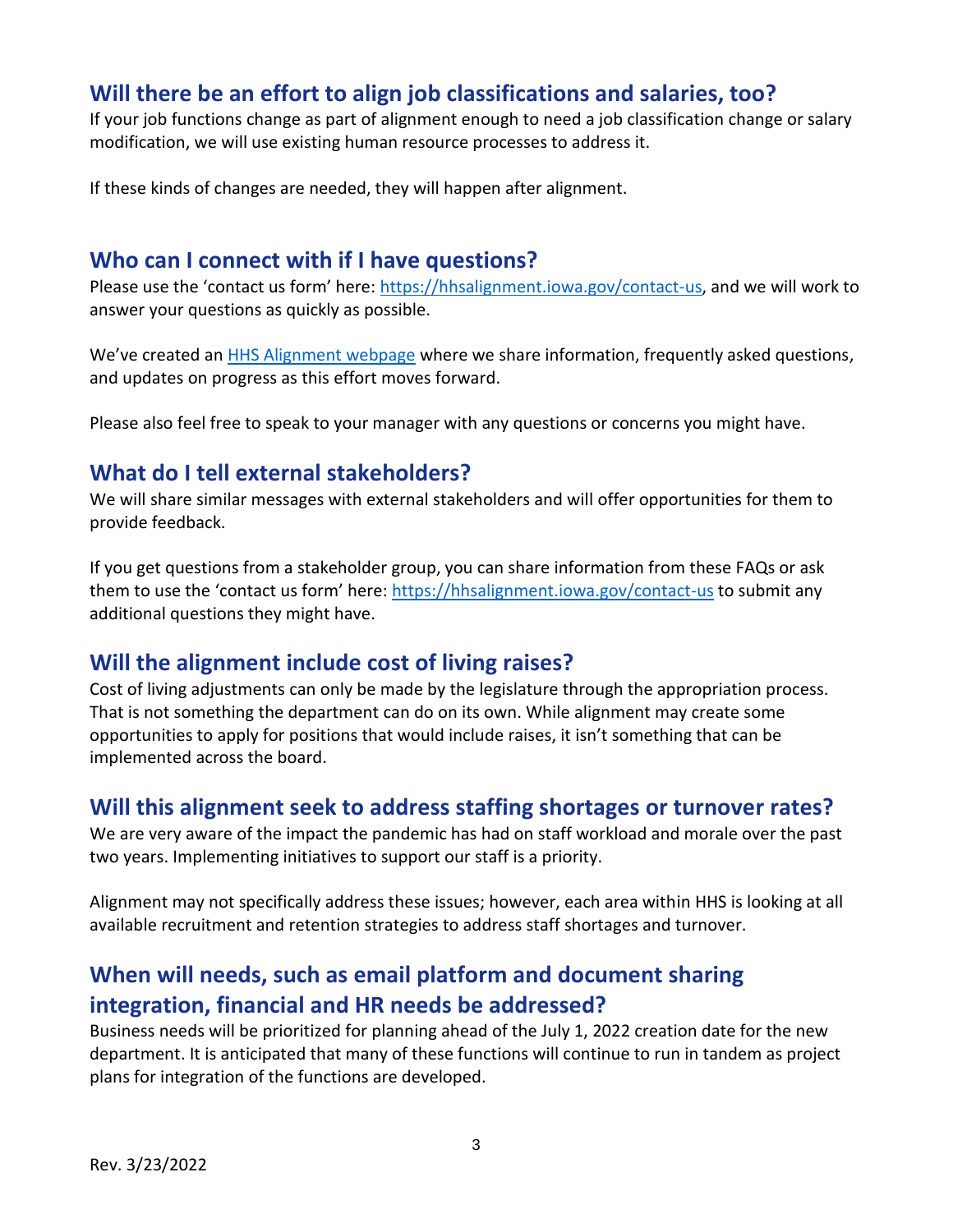## Will there be an effort to align job classifications and salaries, too?

If your job functions change as part of alignment enough to need a job classification change or salary modification, we will use existing human resource processes to address it.

If these kinds of changes are needed, they will happen after alignment.

## Who can I connect with if I have questions?

Please use the 'contact us form' here: [https://hhsalignment.iowa.gov/contact-us](https://hhsalignment.iowa.gov/contact-us), and we will work to answer your questions as quickly as possible.

We've created an [HHS Alignment webpage](https://hhsalignment.iowa.gov) where we share information, frequently asked questions, and updates on progress as this effort moves forward.

Please also feel free to speak to your manager with any questions or concerns you might have.

## What do I tell external stakeholders?

We will share similar messages with external stakeholders and will offer opportunities for them to provide feedback.

If you get questions from a stakeholder group, you can share information from these FAQs or ask them to use the 'contact us form' here: [https://hhsalignment.iowa.gov/contact-us](https://hhsalignment.iowa.gov/contact-us) to submit any additional questions they might have.

## Will the alignment include cost of living raises?

Cost of living adjustments can only be made by the legislature through the appropriation process. That is not something the department can do on its own. While alignment may create some opportunities to apply for positions that would include raises, it isn't something that can be implemented across the board.

## Will this alignment seek to address staffing shortages or turnover rates?

We are very aware of the impact the pandemic has had on staff workload and morale over the past two years. Implementing initiatives to support our staff is a priority.

Alignment may not specifically address these issues; however, each area within HHS is looking at all available recruitment and retention strategies to address staff shortages and turnover.

## When will needs, such as email platform and document sharing integration, financial and HR needs be addressed?

Business needs will be prioritized for planning ahead of the July 1, 2022 creation date for the new department. It is anticipated that many of these functions will continue to run in tandem as project plans for integration of the functions are developed.

Rev. 3/23/2022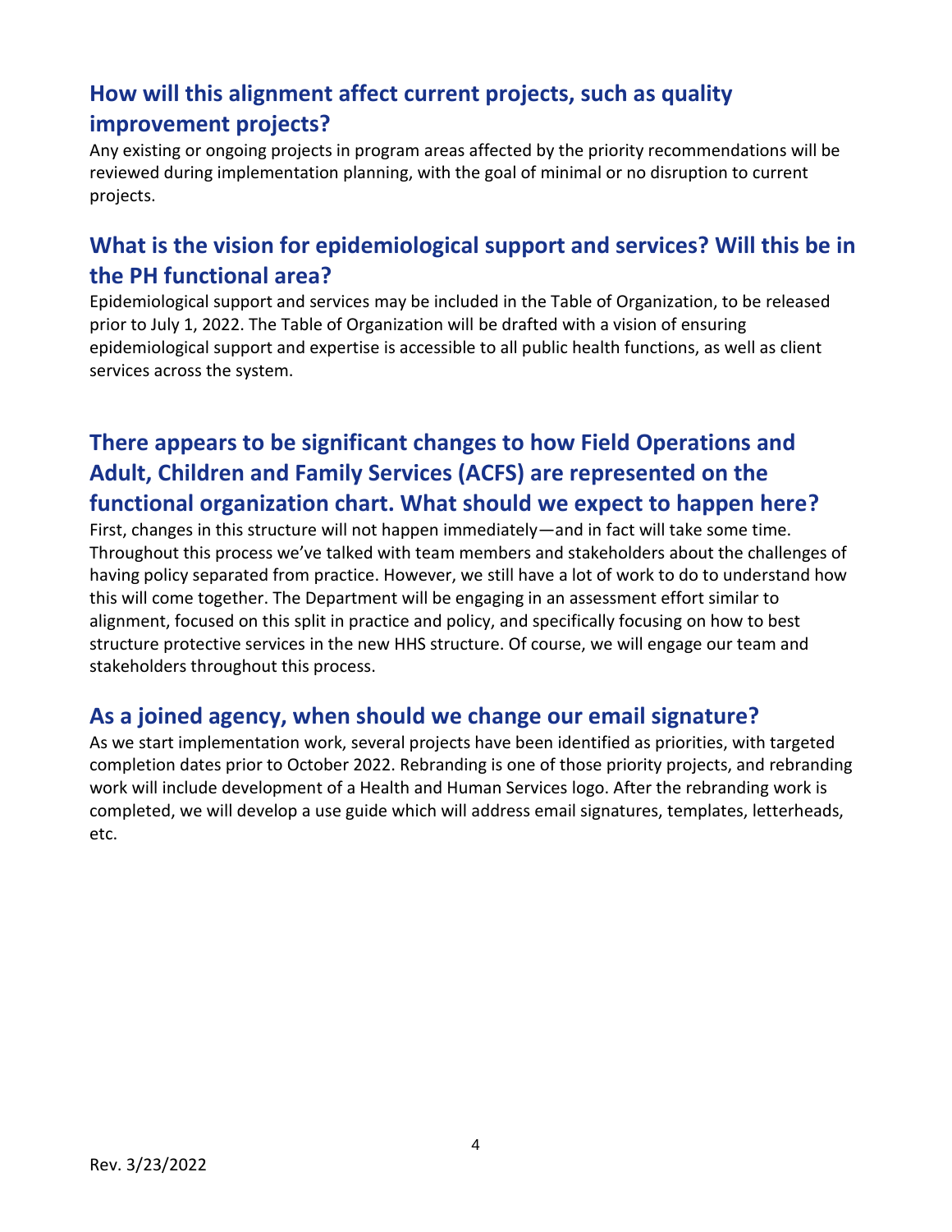## How will this alignment affect current projects, such as quality improvement projects?

Any existing or ongoing projects in program areas affected by the priority recommendations will be reviewed during implementation planning, with the goal of minimal or no disruption to current projects.

## What is the vision for epidemiological support and services? Will this be in the PH functional area?

Epidemiological support and services may be included in the Table of Organization, to be released prior to July 1, 2022. The Table of Organization will be drafted with a vision of ensuring epidemiological support and expertise is accessible to all public health functions, as well as client services across the system.

## There appears to be significant changes to how Field Operations and Adult, Children and Family Services (ACFS) are represented on the functional organization chart. What should we expect to happen here?

First, changes in this structure will not happen immediately—and in fact will take some time. Throughout this process we've talked with team members and stakeholders about the challenges of having policy separated from practice. However, we still have a lot of work to do to understand how this will come together. The Department will be engaging in an assessment effort similar to alignment, focused on this split in practice and policy, and specifically focusing on how to best structure protective services in the new HHS structure. Of course, we will engage our team and stakeholders throughout this process.

## As a joined agency, when should we change our email signature?

As we start implementation work, several projects have been identified as priorities, with targeted completion dates prior to October 2022. Rebranding is one of those priority projects, and rebranding work will include development of a Health and Human Services logo. After the rebranding work is completed, we will develop a use guide which will address email signatures, templates, letterheads, etc.

Rev. 3/23/2022